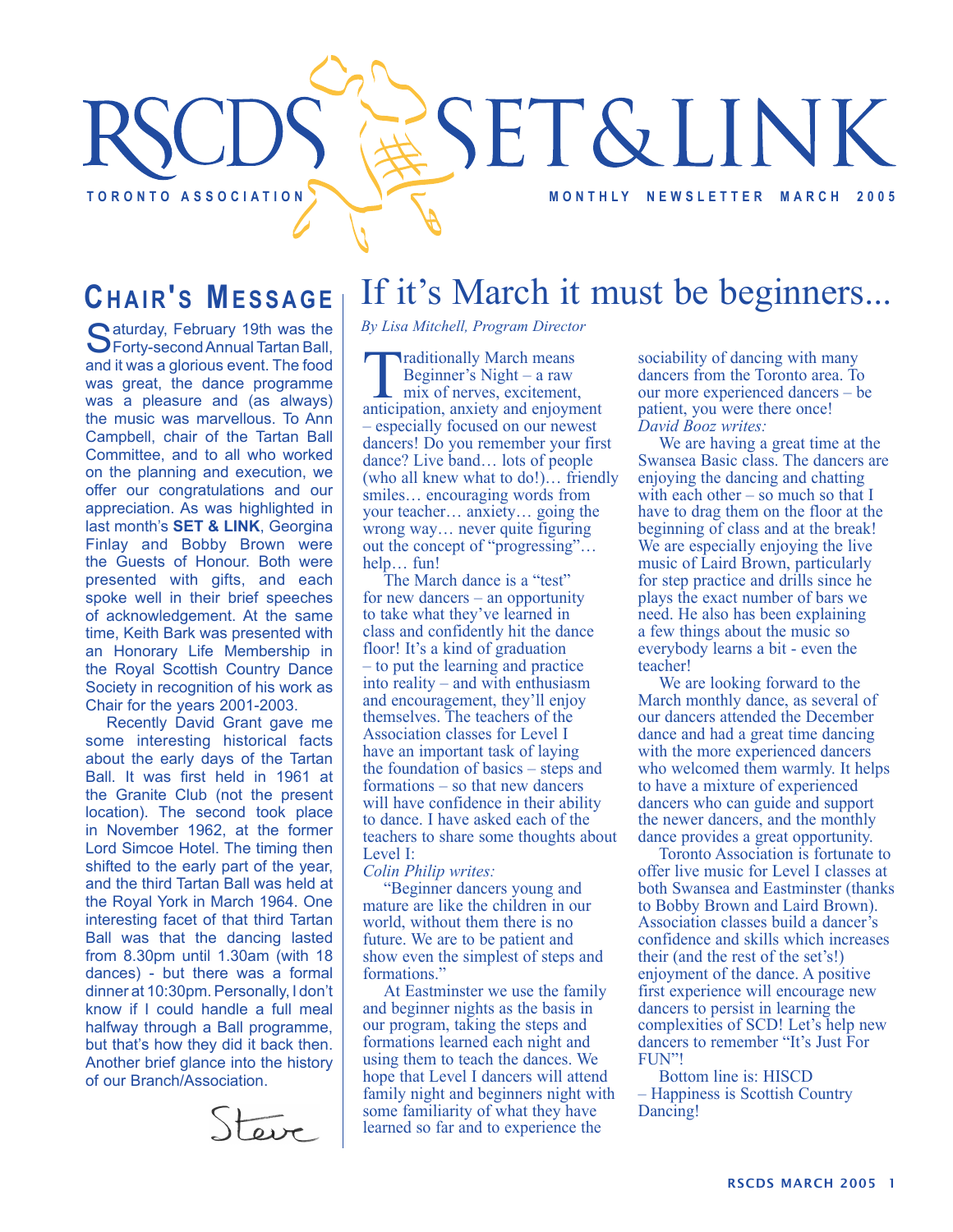# RSCDS SET & LINK

**TORONTO ASSOCIATION** — **MONTHLY NEWSLETTER MARCH 2005**

## CHAIR'S MESSAGE

Saturday, February 19th was the Forty-second Annual Tartan Ball, and it was a glorious event. The food was great, the dance programme was a pleasure and (as always) the music was marvellous. To Ann Campbell, chair of the Tartan Ball Committee, and to all who worked on the planning and execution, we offer our congratulations and our appreciation. As was highlighted in last month's **SET & LINK**, Georgina Finlay and Bobby Brown were the Guests of Honour. Both were presented with gifts, and each spoke well in their brief speeches of acknowledgement. At the same time, Keith Bark was presented with an Honorary Life Membership in the Royal Scottish Country Dance Society in recognition of his work as Chair for the years 2001-2003.

Recently David Grant gave me some interesting historical facts about the early days of the Tartan Ball. It was first held in 1961 at the Granite Club (not the present location). The second took place in November 1962, at the former Lord Simcoe Hotel. The timing then shifted to the early part of the year, and the third Tartan Ball was held at the Royal York in March 1964. One interesting facet of that third Tartan Ball was that the dancing lasted from 8.30pm until 1.30am (with 18 dances) - but there was a formal dinner at 10:30pm. Personally, I don't know if I could handle a full meal halfway through a Ball programme, but that's how they did it back then. Another brief glance into the history of our Branch/Association.

Steve

# If it's March it must be beginners...

*By Lisa Mitchell, Program Director*

Traditionally March means Beginner's Night – a raw mix of nerves, excitement, anticipation, anxiety and enjoyment – especially focused on our newest dancers! Do you remember your first dance? Live band… lots of people (who all knew what to do!)… friendly smiles… encouraging words from your teacher… anxiety… going the wrong way… never quite figuring out the concept of "progressing"… help… fun!

The March dance is a "test" for new dancers – an opportunity to take what they've learned in class and confidently hit the dance floor! It's a kind of graduation – to put the learning and practice into reality – and with enthusiasm and encouragement, they'll enjoy themselves. The teachers of the Association classes for Level I have an important task of laying the foundation of basics – steps and formations – so that new dancers will have confidence in their ability to dance. I have asked each of the teachers to share some thoughts about Level I:

*Colin Philip writes:*

"Beginner dancers young and mature are like the children in our world, without them there is no future. We are to be patient and show even the simplest of steps and formations."

At Eastminster we use the family and beginner nights as the basis in our program, taking the steps and formations learned each night and using them to teach the dances. We hope that Level I dancers will attend family night and beginners night with some familiarity of what they have learned so far and to experience the sociability of dancing with many dancers from the Toronto area. To our more experienced dancers – be patient, you were there once!

*David Booz writes:*

We are having a great time at the Swansea Basic class. The dancers are enjoying the dancing and chatting with each other – so much so that I have to drag them on the floor at the beginning of class and at the break! We are especially enjoying the live music of Laird Brown, particularly for step practice and drills since he plays the exact number of bars we need. He also has been explaining a few things about the music so everybody learns a bit - even the teacher!

We are looking forward to the March monthly dance, as several of our dancers attended the December dance and had a great time dancing with the more experienced dancers who welcomed them warmly. It helps to have a mixture of experienced dancers who can guide and support the newer dancers, and the monthly dance provides a great opportunity.

Toronto Association is fortunate to offer live music for Level I classes at both Swansea and Eastminster (thanks to Bobby Brown and Laird Brown). Association classes build a dancer's confidence and skills which increases their (and the rest of the set's!) enjoyment of the dance. A positive first experience will encourage new dancers to persist in learning the complexities of SCD! Let's help new dancers to remember "It's Just For FUN"!

Bottom line is: HISCD – Happiness is Scottish Country Dancing!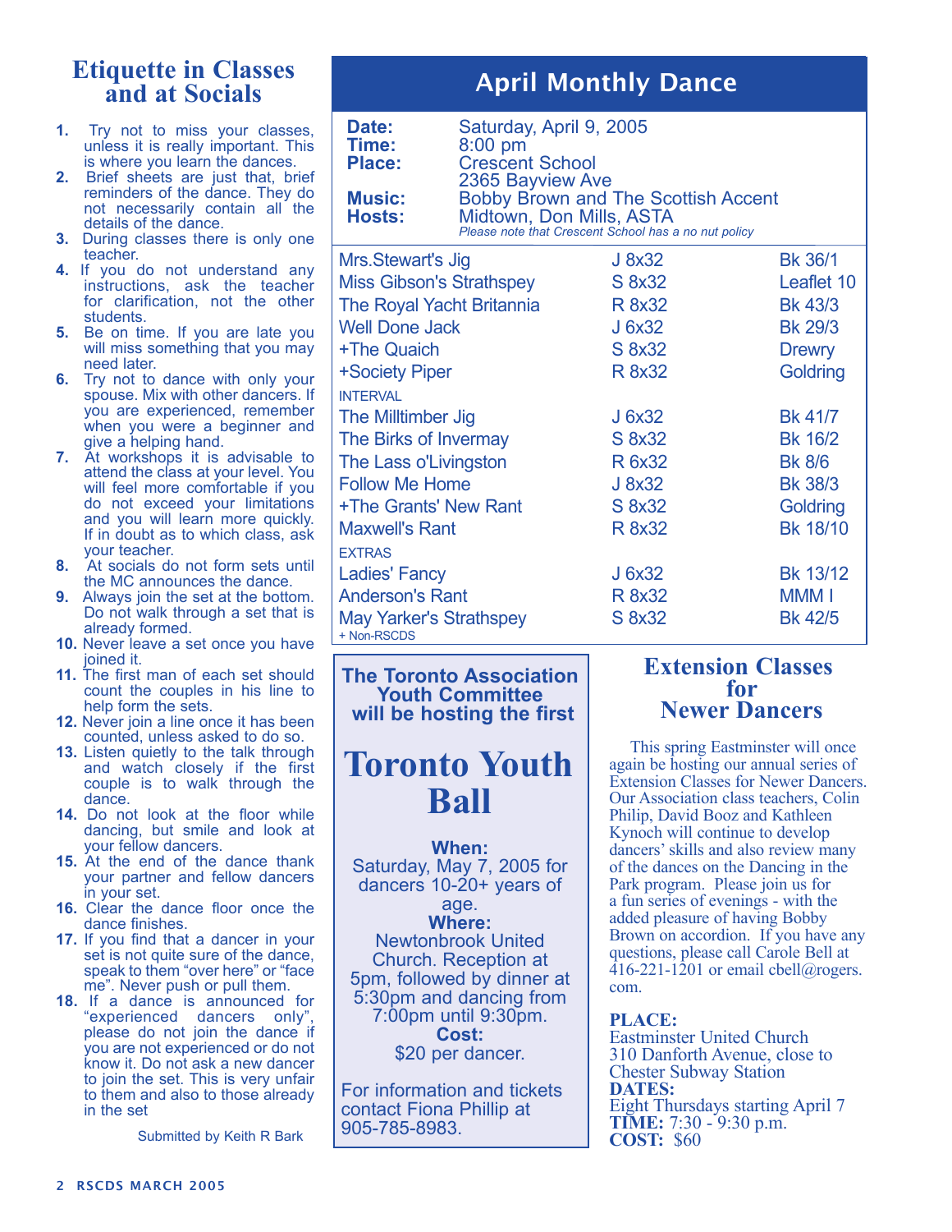# Etiquette in Classes and at Socials

1. Try not to miss your classes, unless it is really important. This is where you learn the dances.
2. Brief sheets are just that, brief reminders of the dance. They do not necessarily contain all the details of the dance.
3. During classes there is only one teacher.
4. If you do not understand any instructions, ask the teacher for clarification, not the other students.
5. Be on time. If you are late you will miss something that you may need later.
6. Try not to dance with only your spouse. Mix with other dancers. If you are experienced, remember when you were a beginner and give a helping hand.
7. At workshops it is advisable to attend the class at your level. You will feel more comfortable if you do not exceed your limitations and you will learn more quickly. If in doubt as to which class, ask your teacher.
8. At socials do not form sets until the MC announces the dance.
9. Always join the set at the bottom. Do not walk through a set that is already formed.
10. Never leave a set once you have joined it.
11. The first man of each set should count the couples in his line to help form the sets.
12. Never join a line once it has been counted, unless asked to do so.
13. Listen quietly to the talk through and watch closely if the first couple is to walk through the dance.
14. Do not look at the floor while dancing, but smile and look at your fellow dancers.
15. At the end of the dance thank your partner and fellow dancers in your set.
16. Clear the dance floor once the dance finishes.
17. If you find that a dancer in your set is not quite sure of the dance, speak to them "over here" or "face me". Never push or pull them.
18. If a dance is announced for "experienced dancers only", please do not join the dance if you are not experienced or do not know it. Do not ask a new dancer to join the set. This is very unfair to them and also to those already in the set

Submitted by Keith R Bark

# April Monthly Dance

**Date:** Saturday, April 9, 2005
**Time:** 8:00 pm
**Place:** Crescent School, 2365 Bayview Ave
**Music:** Bobby Brown and The Scottish Accent
**Hosts:** Midtown, Don Mills, ASTA

*Please note that Crescent School has a no nut policy*

| Dance | Type | Source |
|---|---|---|
| Mrs.Stewart's Jig | J 8x32 | Bk 36/1 |
| Miss Gibson's Strathspey | S 8x32 | Leaflet 10 |
| The Royal Yacht Britannia | R 8x32 | Bk 43/3 |
| Well Done Jack | J 6x32 | Bk 29/3 |
| +The Quaich | S 8x32 | Drewry |
| +Society Piper | R 8x32 | Goldring |
| INTERVAL | | |
| The Milltimber Jig | J 6x32 | Bk 41/7 |
| The Birks of Invermay | S 8x32 | Bk 16/2 |
| The Lass o'Livingston | R 6x32 | Bk 8/6 |
| Follow Me Home | J 8x32 | Bk 38/3 |
| +The Grants' New Rant | S 8x32 | Goldring |
| Maxwell's Rant | R 8x32 | Bk 18/10 |
| EXTRAS | | |
| Ladies' Fancy | J 6x32 | Bk 13/12 |
| Anderson's Rant | R 8x32 | MMM I |
| May Yarker's Strathspey | S 8x32 | Bk 42/5 |

+ Non-RSCDS

**The Toronto Association Youth Committee will be hosting the first**

# Toronto Youth Ball

**When:**
Saturday, May 7, 2005 for dancers 10-20+ years of age.

**Where:**
Newtonbrook United Church. Reception at 5pm, followed by dinner at 5:30pm and dancing from 7:00pm until 9:30pm.

**Cost:**
$20 per dancer.

For information and tickets contact Fiona Phillip at 905-785-8983.

# Extension Classes for Newer Dancers

This spring Eastminster will once again be hosting our annual series of Extension Classes for Newer Dancers. Our Association class teachers, Colin Philip, David Booz and Kathleen Kynoch will continue to develop dancers' skills and also review many of the dances on the Dancing in the Park program. Please join us for a fun series of evenings - with the added pleasure of having Bobby Brown on accordion. If you have any questions, please call Carole Bell at 416-221-1201 or email cbell@rogers.com.

**PLACE:**
Eastminster United Church
310 Danforth Avenue, close to Chester Subway Station

**DATES:**
Eight Thursdays starting April 7

**TIME:** 7:30 - 9:30 p.m.

**COST:** $60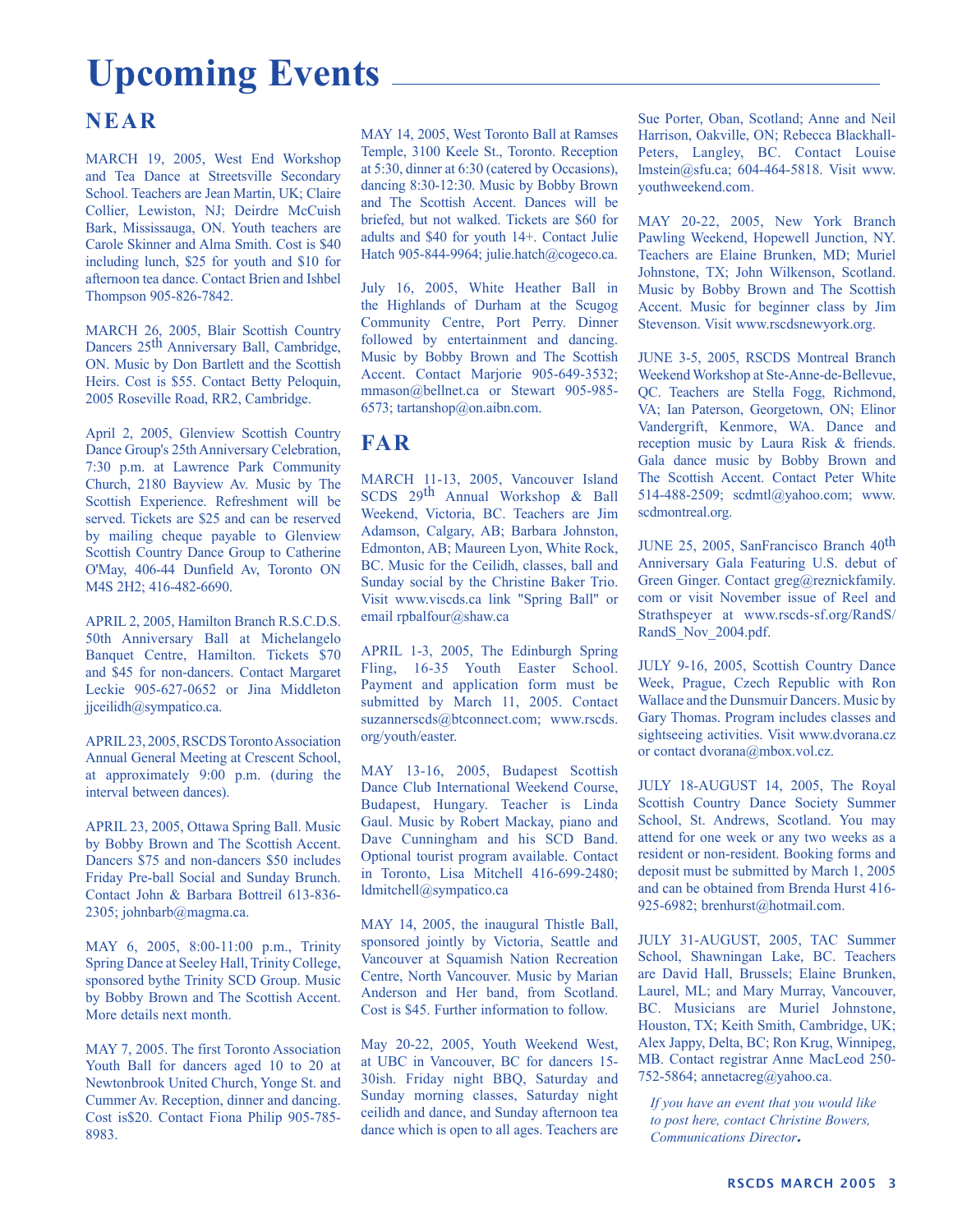# Upcoming Events

## NEAR

MARCH 19, 2005, West End Workshop and Tea Dance at Streetsville Secondary School. Teachers are Jean Martin, UK; Claire Collier, Lewiston, NJ; Deirdre McCuish Bark, Mississauga, ON. Youth teachers are Carole Skinner and Alma Smith. Cost is $40 including lunch, $25 for youth and $10 for afternoon tea dance. Contact Brien and Ishbel Thompson 905-826-7842.

MARCH 26, 2005, Blair Scottish Country Dancers 25th Anniversary Ball, Cambridge, ON. Music by Don Bartlett and the Scottish Heirs. Cost is $55. Contact Betty Peloquin, 2005 Roseville Road, RR2, Cambridge.

April 2, 2005, Glenview Scottish Country Dance Group's 25th Anniversary Celebration, 7:30 p.m. at Lawrence Park Community Church, 2180 Bayview Av. Music by The Scottish Experience. Refreshment will be served. Tickets are $25 and can be reserved by mailing cheque payable to Glenview Scottish Country Dance Group to Catherine O'May, 406-44 Dunfield Av, Toronto ON M4S 2H2; 416-482-6690.

APRIL 2, 2005, Hamilton Branch R.S.C.D.S. 50th Anniversary Ball at Michelangelo Banquet Centre, Hamilton. Tickets $70 and $45 for non-dancers. Contact Margaret Leckie 905-627-0652 or Jina Middleton jjceilidh@sympatico.ca.

APRIL 23, 2005, RSCDS Toronto Association Annual General Meeting at Crescent School, at approximately 9:00 p.m. (during the interval between dances).

APRIL 23, 2005, Ottawa Spring Ball. Music by Bobby Brown and The Scottish Accent. Dancers $75 and non-dancers $50 includes Friday Pre-ball Social and Sunday Brunch. Contact John & Barbara Bottreil 613-836-2305; johnbarb@magma.ca.

MAY 6, 2005, 8:00-11:00 p.m., Trinity Spring Dance at Seeley Hall, Trinity College, sponsored bythe Trinity SCD Group. Music by Bobby Brown and The Scottish Accent. More details next month.

MAY 7, 2005. The first Toronto Association Youth Ball for dancers aged 10 to 20 at Newtonbrook United Church, Yonge St. and Cummer Av. Reception, dinner and dancing. Cost is$20. Contact Fiona Philip 905-785-8983.

MAY 14, 2005, West Toronto Ball at Ramses Temple, 3100 Keele St., Toronto. Reception at 5:30, dinner at 6:30 (catered by Occasions), dancing 8:30-12:30. Music by Bobby Brown and The Scottish Accent. Dances will be briefed, but not walked. Tickets are $60 for adults and $40 for youth 14+. Contact Julie Hatch 905-844-9964; julie.hatch@cogeco.ca.

July 16, 2005, White Heather Ball in the Highlands of Durham at the Scugog Community Centre, Port Perry. Dinner followed by entertainment and dancing. Music by Bobby Brown and The Scottish Accent. Contact Marjorie 905-649-3532; mmason@bellnet.ca or Stewart 905-985-6573; tartanshop@on.aibn.com.

## FAR

MARCH 11-13, 2005, Vancouver Island SCDS 29th Annual Workshop & Ball Weekend, Victoria, BC. Teachers are Jim Adamson, Calgary, AB; Barbara Johnston, Edmonton, AB; Maureen Lyon, White Rock, BC. Music for the Ceilidh, classes, ball and Sunday social by the Christine Baker Trio. Visit www.viscds.ca link "Spring Ball" or email rpbalfour@shaw.ca

APRIL 1-3, 2005, The Edinburgh Spring Fling, 16-35 Youth Easter School. Payment and application form must be submitted by March 11, 2005. Contact suzannerscds@btconnect.com; www.rscds.org/youth/easter.

MAY 13-16, 2005, Budapest Scottish Dance Club International Weekend Course, Budapest, Hungary. Teacher is Linda Gaul. Music by Robert Mackay, piano and Dave Cunningham and his SCD Band. Optional tourist program available. Contact in Toronto, Lisa Mitchell 416-699-2480; ldmitchell@sympatico.ca

MAY 14, 2005, the inaugural Thistle Ball, sponsored jointly by Victoria, Seattle and Vancouver at Squamish Nation Recreation Centre, North Vancouver. Music by Marian Anderson and Her band, from Scotland. Cost is $45. Further information to follow.

May 20-22, 2005, Youth Weekend West, at UBC in Vancouver, BC for dancers 15-30ish. Friday night BBQ, Saturday and Sunday morning classes, Saturday night ceilidh and dance, and Sunday afternoon tea dance which is open to all ages. Teachers are Sue Porter, Oban, Scotland; Anne and Neil Harrison, Oakville, ON; Rebecca Blackhall-Peters, Langley, BC. Contact Louise lmstein@sfu.ca; 604-464-5818. Visit www.youthweekend.com.

MAY 20-22, 2005, New York Branch Pawling Weekend, Hopewell Junction, NY. Teachers are Elaine Brunken, MD; Muriel Johnstone, TX; John Wilkenson, Scotland. Music by Bobby Brown and The Scottish Accent. Music for beginner class by Jim Stevenson. Visit www.rscdsnewyork.org.

JUNE 3-5, 2005, RSCDS Montreal Branch Weekend Workshop at Ste-Anne-de-Bellevue, QC. Teachers are Stella Fogg, Richmond, VA; Ian Paterson, Georgetown, ON; Elinor Vandergrift, Kenmore, WA. Dance and reception music by Laura Risk & friends. Gala dance music by Bobby Brown and The Scottish Accent. Contact Peter White 514-488-2509; scdmtl@yahoo.com; www.scdmontreal.org.

JUNE 25, 2005, SanFrancisco Branch 40th Anniversary Gala Featuring U.S. debut of Green Ginger. Contact greg@reznickfamily.com or visit November issue of Reel and Strathspeyer at www.rscds-sf.org/RandS/RandS_Nov_2004.pdf.

JULY 9-16, 2005, Scottish Country Dance Week, Prague, Czech Republic with Ron Wallace and the Dunsmuir Dancers. Music by Gary Thomas. Program includes classes and sightseeing activities. Visit www.dvorana.cz or contact dvorana@mbox.vol.cz.

JULY 18-AUGUST 14, 2005, The Royal Scottish Country Dance Society Summer School, St. Andrews, Scotland. You may attend for one week or any two weeks as a resident or non-resident. Booking forms and deposit must be submitted by March 1, 2005 and can be obtained from Brenda Hurst 416-925-6982; brenhurst@hotmail.com.

JULY 31-AUGUST, 2005, TAC Summer School, Shawningan Lake, BC. Teachers are David Hall, Brussels; Elaine Brunken, Laurel, ML; and Mary Murray, Vancouver, BC. Musicians are Muriel Johnstone, Houston, TX; Keith Smith, Cambridge, UK; Alex Jappy, Delta, BC; Ron Krug, Winnipeg, MB. Contact registrar Anne MacLeod 250-752-5864; annetacreg@yahoo.ca.

*If you have an event that you would like to post here, contact Christine Bowers, Communications Director.*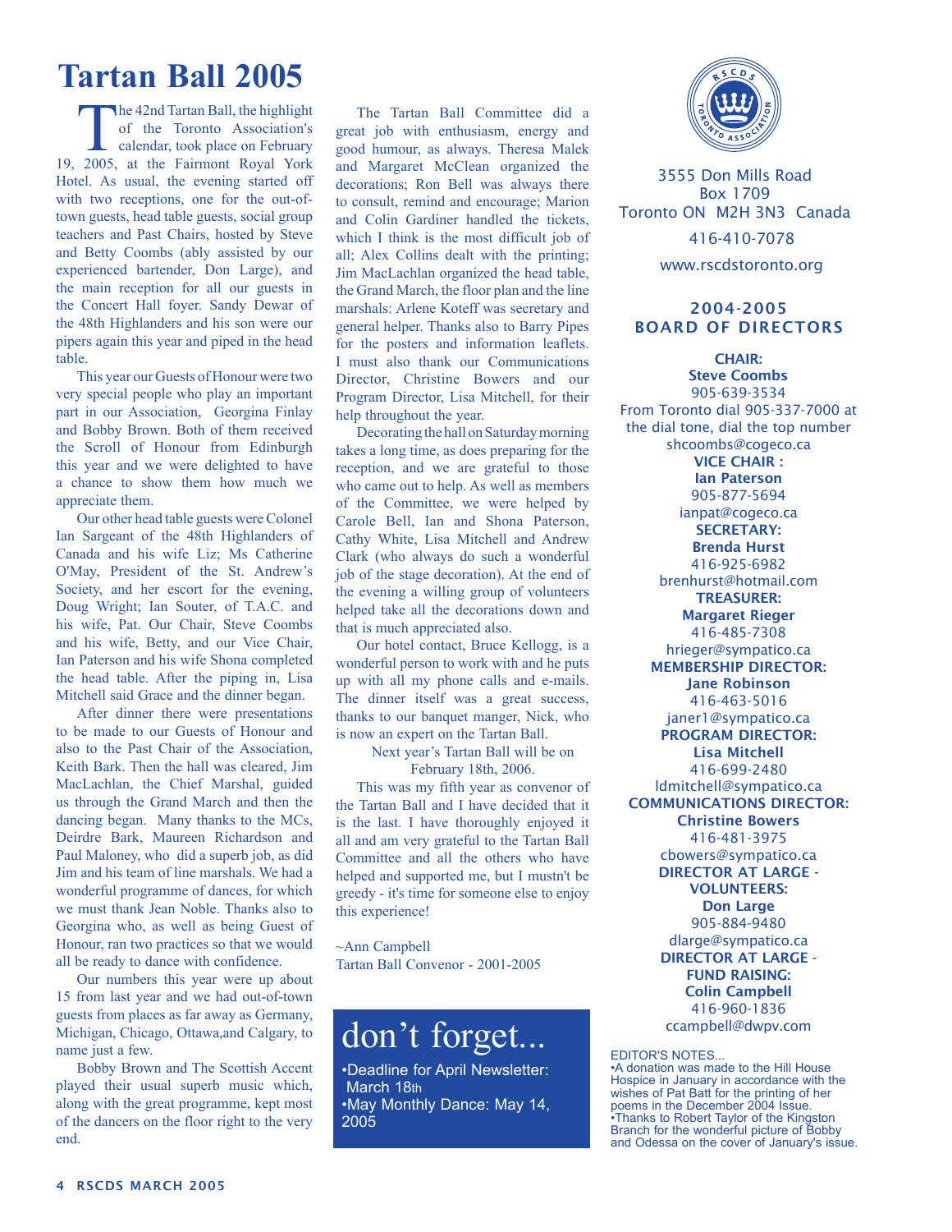# Tartan Ball 2005

The 42nd Tartan Ball, the highlight of the Toronto Association's calendar, took place on February 19, 2005, at the Fairmont Royal York Hotel. As usual, the evening started off with two receptions, one for the out-of-town guests, head table guests, social group teachers and Past Chairs, hosted by Steve and Betty Coombs (ably assisted by our experienced bartender, Don Large), and the main reception for all our guests in the Concert Hall foyer. Sandy Dewar of the 48th Highlanders and his son were our pipers again this year and piped in the head table.

This year our Guests of Honour were two very special people who play an important part in our Association, Georgina Finlay and Bobby Brown. Both of them received the Scroll of Honour from Edinburgh this year and we were delighted to have a chance to show them how much we appreciate them.

Our other head table guests were Colonel Ian Sargeant of the 48th Highlanders of Canada and his wife Liz; Ms Catherine O'May, President of the St. Andrew's Society, and her escort for the evening, Doug Wright; Ian Souter, of T.A.C. and his wife, Pat. Our Chair, Steve Coombs and his wife, Betty, and our Vice Chair, Ian Paterson and his wife Shona completed the head table. After the piping in, Lisa Mitchell said Grace and the dinner began.

After dinner there were presentations to be made to our Guests of Honour and also to the Past Chair of the Association, Keith Bark. Then the hall was cleared, Jim MacLachlan, the Chief Marshal, guided us through the Grand March and then the dancing began. Many thanks to the MCs, Deirdre Bark, Maureen Richardson and Paul Maloney, who did a superb job, as did Jim and his team of line marshals. We had a wonderful programme of dances, for which we must thank Jean Noble. Thanks also to Georgina who, as well as being Guest of Honour, ran two practices so that we would all be ready to dance with confidence.

Our numbers this year were up about 15 from last year and we had out-of-town guests from places as far away as Germany, Michigan, Chicago, Ottawa,and Calgary, to name just a few.

Bobby Brown and The Scottish Accent played their usual superb music which, along with the great programme, kept most of the dancers on the floor right to the very end.

The Tartan Ball Committee did a great job with enthusiasm, energy and good humour, as always. Theresa Malek and Margaret McClean organized the decorations; Ron Bell was always there to consult, remind and encourage; Marion and Colin Gardiner handled the tickets, which I think is the most difficult job of all; Alex Collins dealt with the printing; Jim MacLachlan organized the head table, the Grand March, the floor plan and the line marshals: Arlene Koteff was secretary and general helper. Thanks also to Barry Pipes for the posters and information leaflets. I must also thank our Communications Director, Christine Bowers and our Program Director, Lisa Mitchell, for their help throughout the year.

Decorating the hall on Saturday morning takes a long time, as does preparing for the reception, and we are grateful to those who came out to help. As well as members of the Committee, we were helped by Carole Bell, Ian and Shona Paterson, Cathy White, Lisa Mitchell and Andrew Clark (who always do such a wonderful job of the stage decoration). At the end of the evening a willing group of volunteers helped take all the decorations down and that is much appreciated also.

Our hotel contact, Bruce Kellogg, is a wonderful person to work with and he puts up with all my phone calls and e-mails. The dinner itself was a great success, thanks to our banquet manger, Nick, who is now an expert on the Tartan Ball.

Next year's Tartan Ball will be on February 18th, 2006.

This was my fifth year as convenor of the Tartan Ball and I have decided that it is the last. I have thoroughly enjoyed it all and am very grateful to the Tartan Ball Committee and all the others who have helped and supported me, but I mustn't be greedy - it's time for someone else to enjoy this experience!

~Ann Campbell
Tartan Ball Convenor - 2001-2005

## don't forget...

- Deadline for April Newsletter: March 18th
- May Monthly Dance: May 14, 2005

---

RSCDS Toronto Association

3555 Don Mills Road
Box 1709
Toronto ON M2H 3N3 Canada

416-410-7078

www.rscdstoronto.org

### 2004-2005 BOARD OF DIRECTORS

**CHAIR:**
**Steve Coombs**
905-639-3534
From Toronto dial 905-337-7000 at the dial tone, dial the top number
shcoombs@cogeco.ca

**VICE CHAIR :**
**Ian Paterson**
905-877-5694
ianpat@cogeco.ca

**SECRETARY:**
**Brenda Hurst**
416-925-6982
brenhurst@hotmail.com

**TREASURER:**
**Margaret Rieger**
416-485-7308
hrieger@sympatico.ca

**MEMBERSHIP DIRECTOR:**
**Jane Robinson**
416-463-5016
janer1@sympatico.ca

**PROGRAM DIRECTOR:**
**Lisa Mitchell**
416-699-2480
ldmitchell@sympatico.ca

**COMMUNICATIONS DIRECTOR:**
**Christine Bowers**
416-481-3975
cbowers@sympatico.ca

**DIRECTOR AT LARGE - VOLUNTEERS:**
**Don Large**
905-884-9480
dlarge@sympatico.ca

**DIRECTOR AT LARGE - FUND RAISING:**
**Colin Campbell**
416-960-1836
ccampbell@dwpv.com

EDITOR'S NOTES...
- A donation was made to the Hill House Hospice in January in accordance with the wishes of Pat Batt for the printing of her poems in the December 2004 Issue.
- Thanks to Robert Taylor of the Kingston Branch for the wonderful picture of Bobby and Odessa on the cover of January's issue.